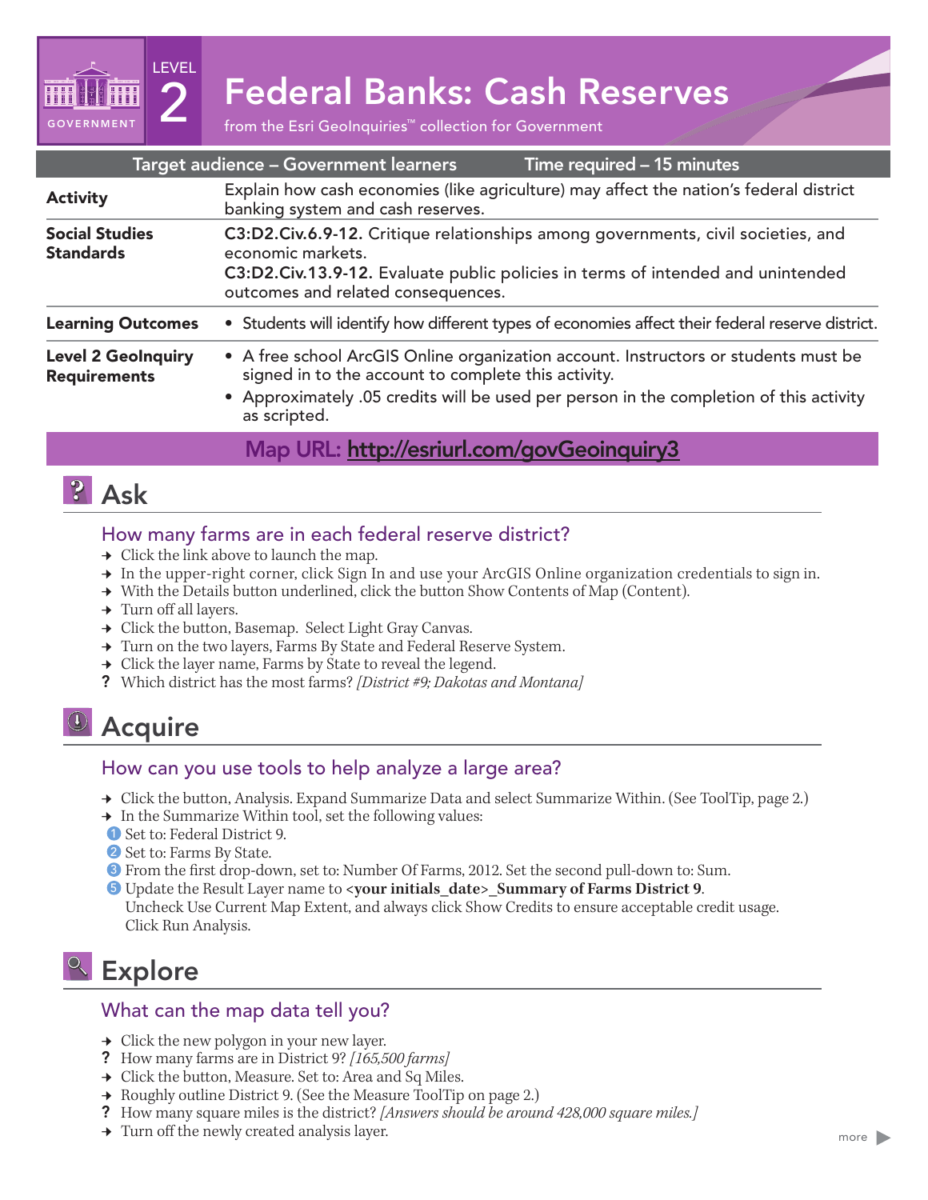GOVERNMENT

LEVEL 2

# Federal Banks: Cash Reserves

from the Esri GeoInquiries™ collection for Government

| Target audience – Government learners | Time required – 15 minutes |
|---|---|
| **Activity** | Explain how cash economies (like agriculture) may affect the nation's federal district banking system and cash reserves. |
| **Social Studies Standards** | **C3:D2.Civ.6.9-12.** Critique relationships among governments, civil societies, and economic markets.<br>**C3:D2.Civ.13.9-12.** Evaluate public policies in terms of intended and unintended outcomes and related consequences. |
| **Learning Outcomes** | • Students will identify how different types of economies affect their federal reserve district. |
| **Level 2 GeoInquiry Requirements** | • A free school ArcGIS Online organization account. Instructors or students must be signed in to the account to complete this activity.<br>• Approximately .05 credits will be used per person in the completion of this activity as scripted. |

**Map URL: http://esriurl.com/govGeoinquiry3**

## Ask

### How many farms are in each federal reserve district?

→ Click the link above to launch the map.
→ In the upper-right corner, click Sign In and use your ArcGIS Online organization credentials to sign in.
→ With the Details button underlined, click the button Show Contents of Map (Content).
→ Turn off all layers.
→ Click the button, Basemap. Select Light Gray Canvas.
→ Turn on the two layers, Farms By State and Federal Reserve System.
→ Click the layer name, Farms by State to reveal the legend.
? Which district has the most farms? *[District #9; Dakotas and Montana]*

## Acquire

### How can you use tools to help analyze a large area?

→ Click the button, Analysis. Expand Summarize Data and select Summarize Within. (See ToolTip, page 2.)
→ In the Summarize Within tool, set the following values:

1. Set to: Federal District 9.
2. Set to: Farms By State.
3. From the first drop-down, set to: Number Of Farms, 2012. Set the second pull-down to: Sum.
5. Update the Result Layer name to **<your initials_date>_Summary of Farms District 9**. Uncheck Use Current Map Extent, and always click Show Credits to ensure acceptable credit usage. Click Run Analysis.

## Explore

### What can the map data tell you?

→ Click the new polygon in your new layer.
? How many farms are in District 9? *[165,500 farms]*
→ Click the button, Measure. Set to: Area and Sq Miles.
→ Roughly outline District 9. (See the Measure ToolTip on page 2.)
? How many square miles is the district? *[Answers should be around 428,000 square miles.]*
→ Turn off the newly created analysis layer.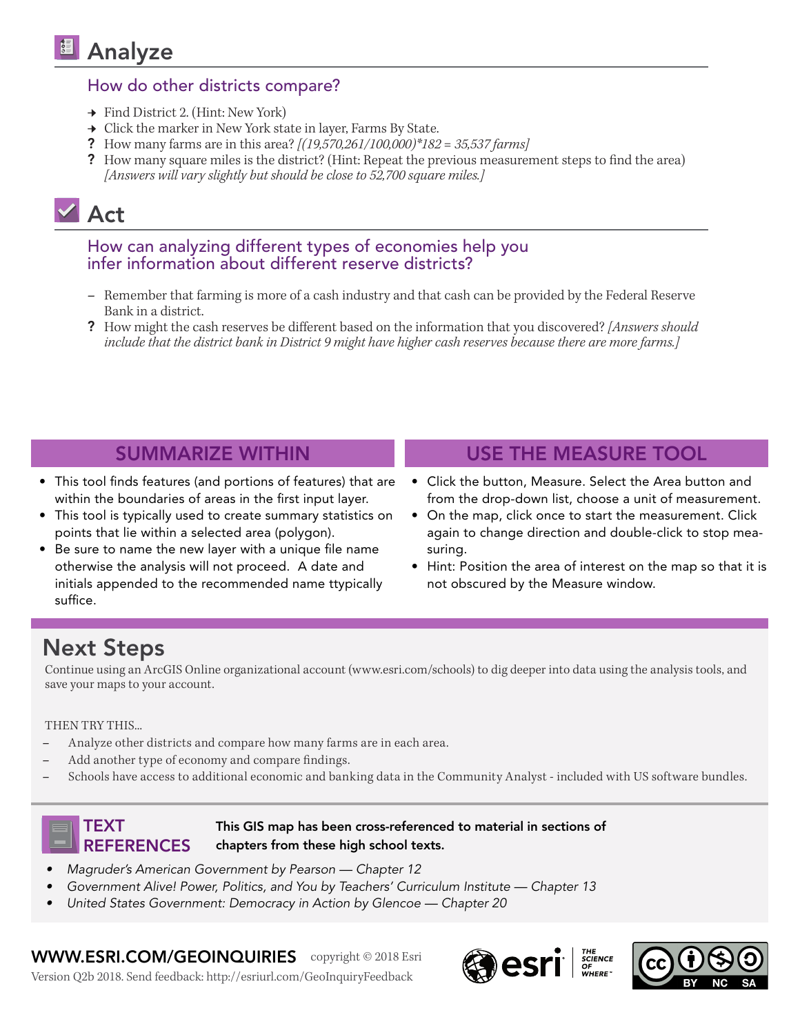## Analyze

### How do other districts compare?

- → Find District 2. (Hint: New York)
- → Click the marker in New York state in layer, Farms By State.
- **?** How many farms are in this area? *[(19,570,261/100,000)*182 = 35,537 farms]*
- **?** How many square miles is the district? (Hint: Repeat the previous measurement steps to find the area) *[Answers will vary slightly but should be close to 52,700 square miles.]*

## Act

### How can analyzing different types of economies help you infer information about different reserve districts?

- – Remember that farming is more of a cash industry and that cash can be provided by the Federal Reserve Bank in a district.
- **?** How might the cash reserves be different based on the information that you discovered? *[Answers should include that the district bank in District 9 might have higher cash reserves because there are more farms.]*

### SUMMARIZE WITHIN

- This tool finds features (and portions of features) that are within the boundaries of areas in the first input layer.
- This tool is typically used to create summary statistics on points that lie within a selected area (polygon).
- Be sure to name the new layer with a unique file name otherwise the analysis will not proceed. A date and initials appended to the recommended name ttypically suffice.

### USE THE MEASURE TOOL

- Click the button, Measure. Select the Area button and from the drop-down list, choose a unit of measurement.
- On the map, click once to start the measurement. Click again to change direction and double-click to stop measuring.
- Hint: Position the area of interest on the map so that it is not obscured by the Measure window.

## Next Steps

Continue using an ArcGIS Online organizational account (www.esri.com/schools) to dig deeper into data using the analysis tools, and save your maps to your account.

THEN TRY THIS...

- – Analyze other districts and compare how many farms are in each area.
- – Add another type of economy and compare findings.
- – Schools have access to additional economic and banking data in the Community Analyst - included with US software bundles.

### TEXT REFERENCES

**This GIS map has been cross-referenced to material in sections of chapters from these high school texts.**

- *Magruder's American Government by Pearson — Chapter 12*
- *Government Alive! Power, Politics, and You by Teachers' Curriculum Institute — Chapter 13*
- *United States Government: Democracy in Action by Glencoe — Chapter 20*

**WWW.ESRI.COM/GEOINQUIRIES** copyright © 2018 Esri

Version Q2b 2018. Send feedback: http://esriurl.com/GeoInquiryFeedback